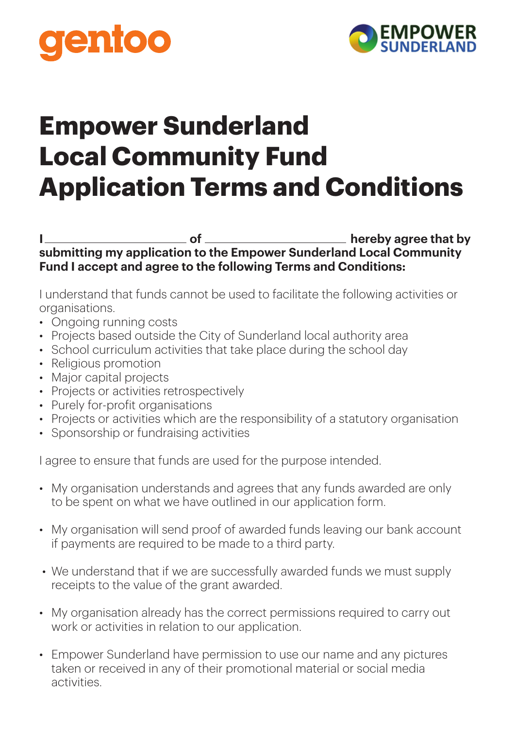# Empower Sunderland Local Community Fund Application Terms and Conditions

**I \_\_\_\_\_\_\_\_\_\_\_\_\_\_\_\_\_\_\_\_\_\_\_\_ of \_\_\_\_\_\_\_\_\_\_\_\_\_\_\_\_\_\_\_\_\_\_\_\_ hereby agree that by submitting my application to the Empower Sunderland Local Community Fund I accept and agree to the following Terms and Conditions:**

I understand that funds cannot be used to facilitate the following activities or organisations.

- Ongoing running costs
- Projects based outside the City of Sunderland local authority area
- School curriculum activities that take place during the school day
- Religious promotion
- Major capital projects
- Projects or activities retrospectively
- Purely for-profit organisations
- Projects or activities which are the responsibility of a statutory organisation
- Sponsorship or fundraising activities

I agree to ensure that funds are used for the purpose intended.

- My organisation understands and agrees that any funds awarded are only to be spent on what we have outlined in our application form.

- My organisation will send proof of awarded funds leaving our bank account if payments are required to be made to a third party.

- We understand that if we are successfully awarded funds we must supply receipts to the value of the grant awarded.

- My organisation already has the correct permissions required to carry out work or activities in relation to our application.

- Empower Sunderland have permission to use our name and any pictures taken or received in any of their promotional material or social media activities.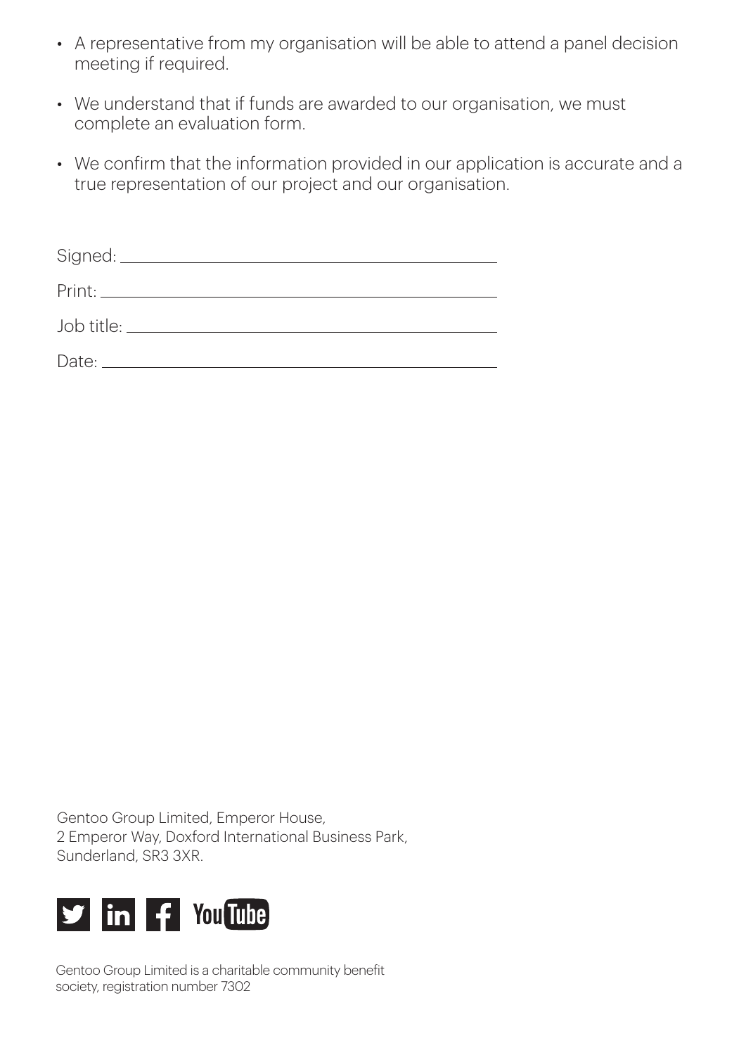- A representative from my organisation will be able to attend a panel decision meeting if required.
- We understand that if funds are awarded to our organisation, we must complete an evaluation form.
- We confirm that the information provided in our application is accurate and a true representation of our project and our organisation.

Signed: ______________________________

Print: ______________________________

Job title: ______________________________

Date: ______________________________

Gentoo Group Limited, Emperor House,
2 Emperor Way, Doxford International Business Park,
Sunderland, SR3 3XR.

Gentoo Group Limited is a charitable community benefit society, registration number 7302